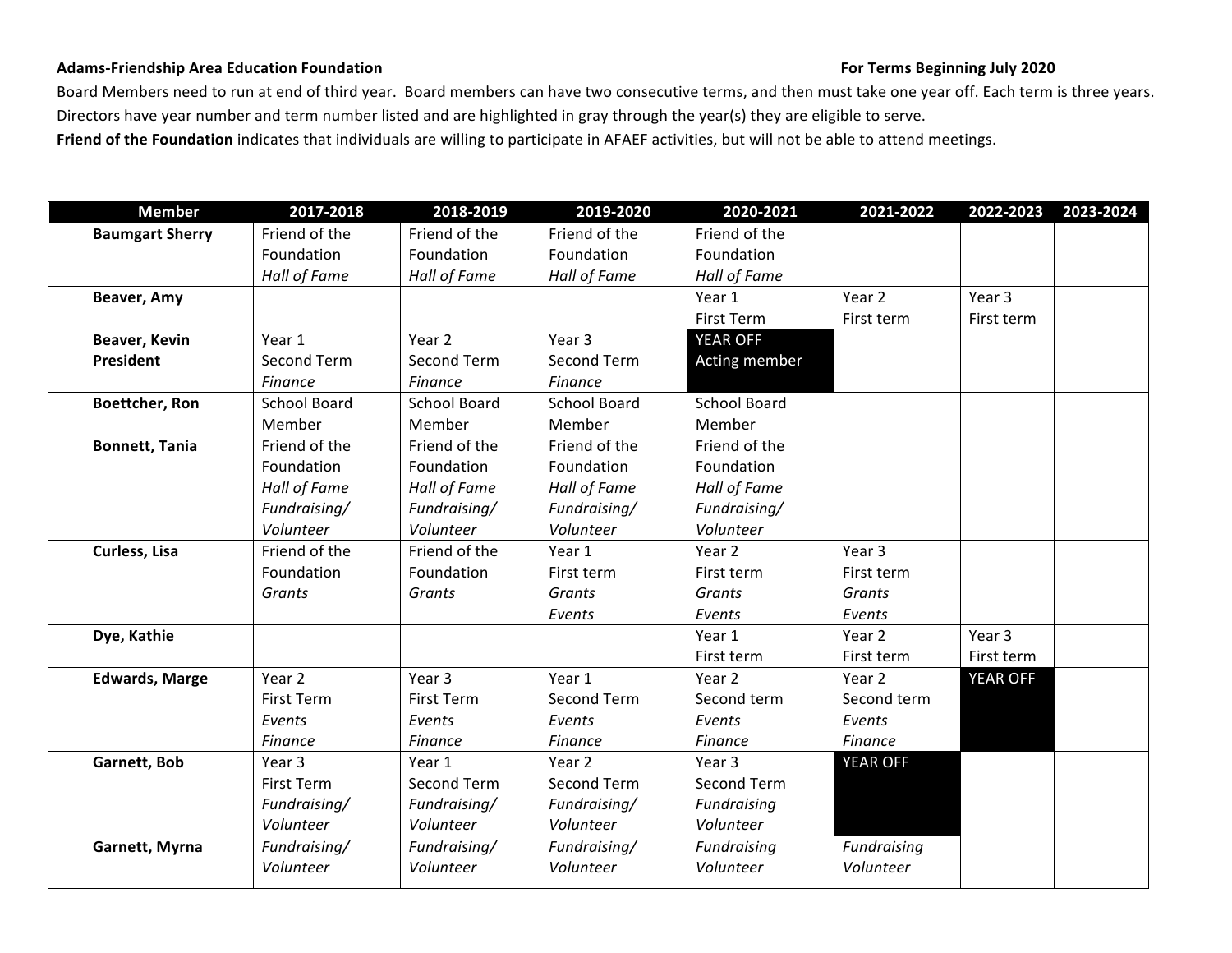**Adams-Friendship Area Education Foundation** **For Terms Beginning July 2020**

Board Members need to run at end of third year. Board members can have two consecutive terms, and then must take one year off. Each term is three years. Directors have year number and term number listed and are highlighted in gray through the year(s) they are eligible to serve.

**Friend of the Foundation** indicates that individuals are willing to participate in AFAEF activities, but will not be able to attend meetings.

| | Member | 2017-2018 | 2018-2019 | 2019-2020 | 2020-2021 | 2021-2022 | 2022-2023 | 2023-2024 |
|---|---|---|---|---|---|---|---|---|
| | **Baumgart Sherry** | Friend of the Foundation *Hall of Fame* | Friend of the Foundation *Hall of Fame* | Friend of the Foundation *Hall of Fame* | Friend of the Foundation *Hall of Fame* | | | |
| | **Beaver, Amy** | | | | Year 1 First Term | Year 2 First term | Year 3 First term | |
| | **Beaver, Kevin President** | Year 1 Second Term *Finance* | Year 2 Second Term *Finance* | Year 3 Second Term *Finance* | YEAR OFF Acting member | | | |
| | **Boettcher, Ron** | School Board Member | School Board Member | School Board Member | School Board Member | | | |
| | **Bonnett, Tania** | Friend of the Foundation *Hall of Fame* *Fundraising/ Volunteer* | Friend of the Foundation *Hall of Fame* *Fundraising/ Volunteer* | Friend of the Foundation *Hall of Fame* *Fundraising/ Volunteer* | Friend of the Foundation *Hall of Fame* *Fundraising/ Volunteer* | | | |
| | **Curless, Lisa** | Friend of the Foundation *Grants* | Friend of the Foundation *Grants* | Year 1 First term *Grants* *Events* | Year 2 First term *Grants* *Events* | Year 3 First term *Grants* *Events* | | |
| | **Dye, Kathie** | | | | Year 1 First term | Year 2 First term | Year 3 First term | |
| | **Edwards, Marge** | Year 2 First Term *Events* *Finance* | Year 3 First Term *Events* *Finance* | Year 1 Second Term *Events* *Finance* | Year 2 Second term *Events* *Finance* | Year 2 Second term *Events* *Finance* | YEAR OFF | |
| | **Garnett, Bob** | Year 3 First Term *Fundraising/ Volunteer* | Year 1 Second Term *Fundraising/ Volunteer* | Year 2 Second Term *Fundraising/ Volunteer* | Year 3 Second Term *Fundraising Volunteer* | YEAR OFF | | |
| | **Garnett, Myrna** | *Fundraising/ Volunteer* | *Fundraising/ Volunteer* | *Fundraising/ Volunteer* | *Fundraising Volunteer* | *Fundraising Volunteer* | | |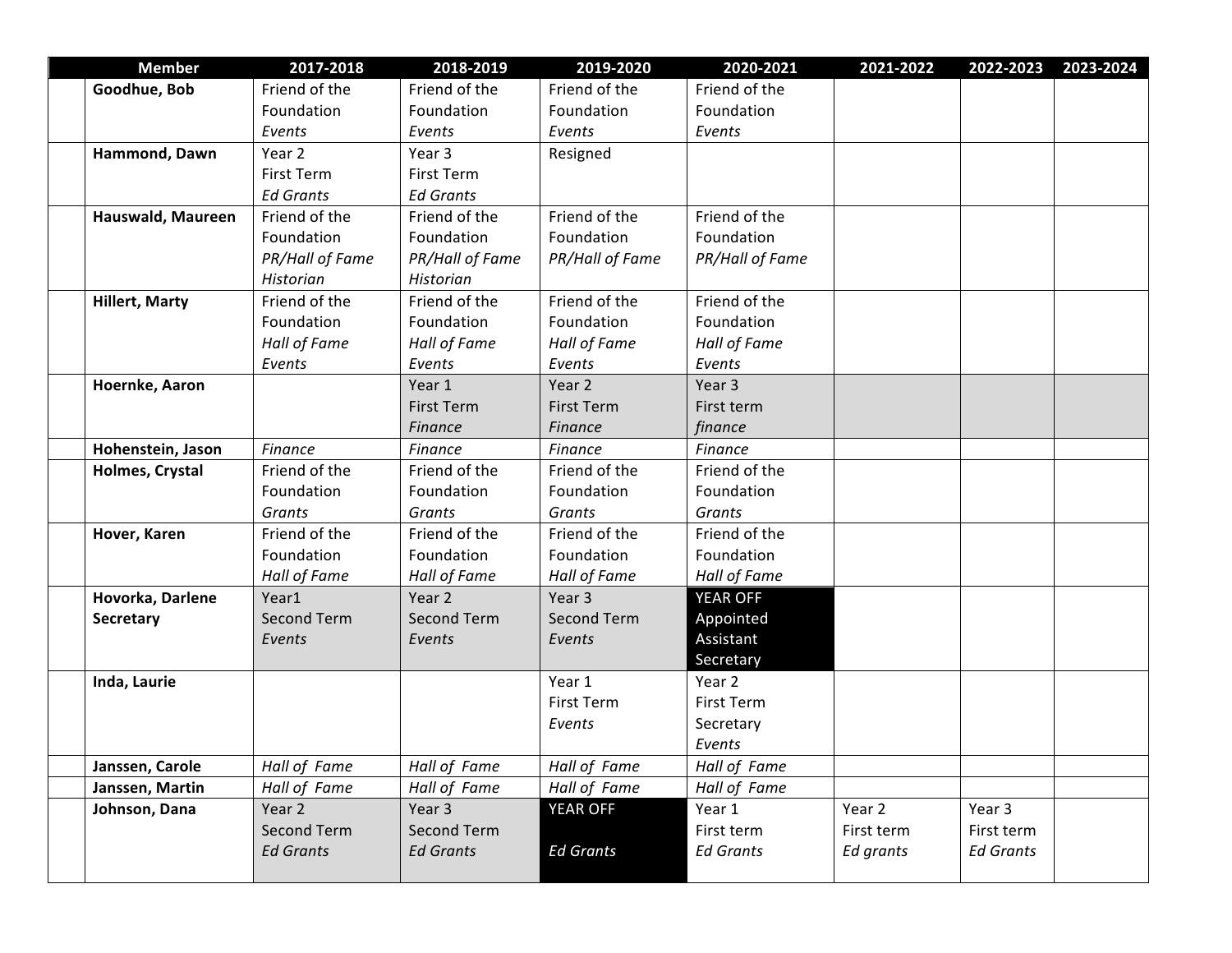| | Member | 2017-2018 | 2018-2019 | 2019-2020 | 2020-2021 | 2021-2022 | 2022-2023 | 2023-2024 |
|---|---|---|---|---|---|---|---|---|
| | **Goodhue, Bob** | Friend of the Foundation *Events* | Friend of the Foundation *Events* | Friend of the Foundation *Events* | Friend of the Foundation *Events* | | | |
| | **Hammond, Dawn** | Year 2 First Term *Ed Grants* | Year 3 First Term *Ed Grants* | Resigned | | | | |
| | **Hauswald, Maureen** | Friend of the Foundation *PR/Hall of Fame* *Historian* | Friend of the Foundation *PR/Hall of Fame* *Historian* | Friend of the Foundation *PR/Hall of Fame* | Friend of the Foundation *PR/Hall of Fame* | | | |
| | **Hillert, Marty** | Friend of the Foundation *Hall of Fame* *Events* | Friend of the Foundation *Hall of Fame* *Events* | Friend of the Foundation *Hall of Fame* *Events* | Friend of the Foundation *Hall of Fame* *Events* | | | |
| | **Hoernke, Aaron** | | Year 1 First Term *Finance* | Year 2 First Term *Finance* | Year 3 First term *finance* | | | |
| | **Hohenstein, Jason** | *Finance* | *Finance* | *Finance* | *Finance* | | | |
| | **Holmes, Crystal** | Friend of the Foundation *Grants* | Friend of the Foundation *Grants* | Friend of the Foundation *Grants* | Friend of the Foundation *Grants* | | | |
| | **Hover, Karen** | Friend of the Foundation *Hall of Fame* | Friend of the Foundation *Hall of Fame* | Friend of the Foundation *Hall of Fame* | Friend of the Foundation *Hall of Fame* | | | |
| | **Hovorka, Darlene Secretary** | Year1 Second Term *Events* | Year 2 Second Term *Events* | Year 3 Second Term *Events* | YEAR OFF Appointed Assistant Secretary | | | |
| | **Inda, Laurie** | | | Year 1 First Term *Events* | Year 2 First Term Secretary *Events* | | | |
| | **Janssen, Carole** | *Hall of Fame* | *Hall of Fame* | *Hall of Fame* | *Hall of Fame* | | | |
| | **Janssen, Martin** | *Hall of Fame* | *Hall of Fame* | *Hall of Fame* | *Hall of Fame* | | | |
| | **Johnson, Dana** | Year 2 Second Term *Ed Grants* | Year 3 Second Term *Ed Grants* | YEAR OFF *Ed Grants* | Year 1 First term *Ed Grants* | Year 2 First term *Ed grants* | Year 3 First term *Ed Grants* | |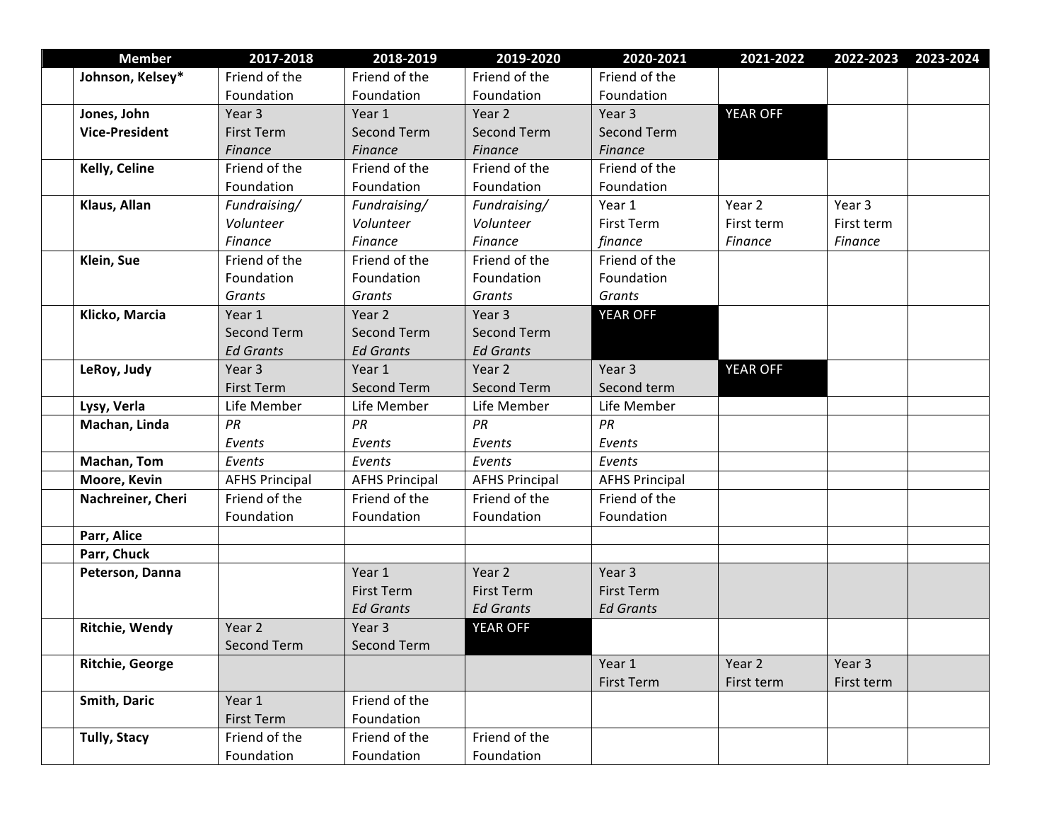| | Member | 2017-2018 | 2018-2019 | 2019-2020 | 2020-2021 | 2021-2022 | 2022-2023 | 2023-2024 |
|---|---|---|---|---|---|---|---|---|
| | **Johnson, Kelsey*** | Friend of the Foundation | Friend of the Foundation | Friend of the Foundation | Friend of the Foundation | | | |
| | **Jones, John Vice-President** | Year 3 First Term *Finance* | Year 1 Second Term *Finance* | Year 2 Second Term *Finance* | Year 3 Second Term *Finance* | YEAR OFF | | |
| | **Kelly, Celine** | Friend of the Foundation | Friend of the Foundation | Friend of the Foundation | Friend of the Foundation | | | |
| | **Klaus, Allan** | *Fundraising/ Volunteer Finance* | *Fundraising/ Volunteer Finance* | *Fundraising/ Volunteer Finance* | Year 1 First Term *finance* | Year 2 First term *Finance* | Year 3 First term *Finance* | |
| | **Klein, Sue** | Friend of the Foundation *Grants* | Friend of the Foundation *Grants* | Friend of the Foundation *Grants* | Friend of the Foundation *Grants* | | | |
| | **Klicko, Marcia** | Year 1 Second Term *Ed Grants* | Year 2 Second Term *Ed Grants* | Year 3 Second Term *Ed Grants* | YEAR OFF | | | |
| | **LeRoy, Judy** | Year 3 First Term | Year 1 Second Term | Year 2 Second Term | Year 3 Second term | YEAR OFF | | |
| | **Lysy, Verla** | Life Member | Life Member | Life Member | Life Member | | | |
| | **Machan, Linda** | *PR Events* | *PR Events* | *PR Events* | *PR Events* | | | |
| | **Machan, Tom** | *Events* | *Events* | *Events* | *Events* | | | |
| | **Moore, Kevin** | AFHS Principal | AFHS Principal | AFHS Principal | AFHS Principal | | | |
| | **Nachreiner, Cheri** | Friend of the Foundation | Friend of the Foundation | Friend of the Foundation | Friend of the Foundation | | | |
| | **Parr, Alice** | | | | | | | |
| | **Parr, Chuck** | | | | | | | |
| | **Peterson, Danna** | | Year 1 First Term *Ed Grants* | Year 2 First Term *Ed Grants* | Year 3 First Term *Ed Grants* | | | |
| | **Ritchie, Wendy** | Year 2 Second Term | Year 3 Second Term | YEAR OFF | | | | |
| | **Ritchie, George** | | | | Year 1 First Term | Year 2 First term | Year 3 First term | |
| | **Smith, Daric** | Year 1 First Term | Friend of the Foundation | | | | | |
| | **Tully, Stacy** | Friend of the Foundation | Friend of the Foundation | Friend of the Foundation | | | | |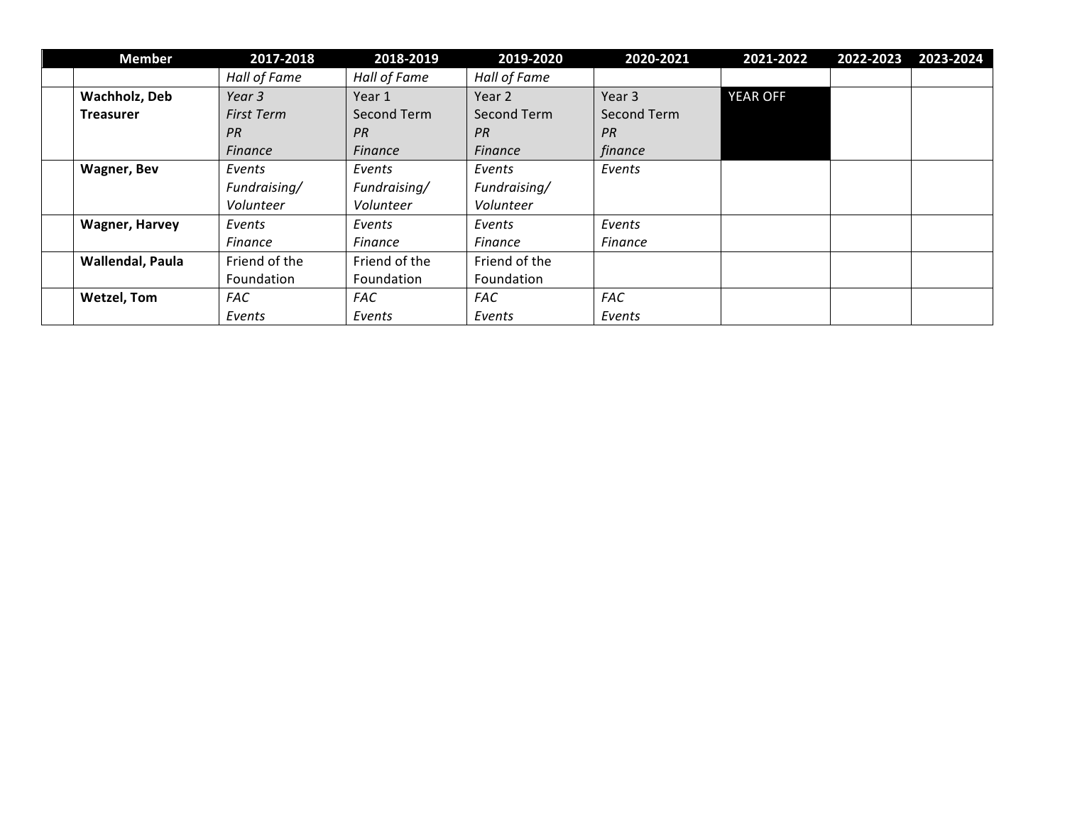| | Member | 2017-2018 | 2018-2019 | 2019-2020 | 2020-2021 | 2021-2022 | 2022-2023 | 2023-2024 |
|---|---|---|---|---|---|---|---|---|
| | | *Hall of Fame* | *Hall of Fame* | *Hall of Fame* | | | | |
| | **Wachholz, Deb**<br>**Treasurer** | *Year 3*<br>*First Term*<br>*PR*<br>*Finance* | Year 1<br>Second Term<br>*PR*<br>*Finance* | Year 2<br>Second Term<br>*PR*<br>*Finance* | Year 3<br>Second Term<br>*PR*<br>*finance* | YEAR OFF | | |
| | **Wagner, Bev** | *Events*<br>*Fundraising/*<br>*Volunteer* | *Events*<br>*Fundraising/*<br>*Volunteer* | *Events*<br>*Fundraising/*<br>*Volunteer* | *Events* | | | |
| | **Wagner, Harvey** | *Events*<br>*Finance* | *Events*<br>*Finance* | *Events*<br>*Finance* | *Events*<br>*Finance* | | | |
| | **Wallendal, Paula** | Friend of the Foundation | Friend of the Foundation | Friend of the Foundation | | | | |
| | **Wetzel, Tom** | *FAC*<br>*Events* | *FAC*<br>*Events* | *FAC*<br>*Events* | *FAC*<br>*Events* | | | |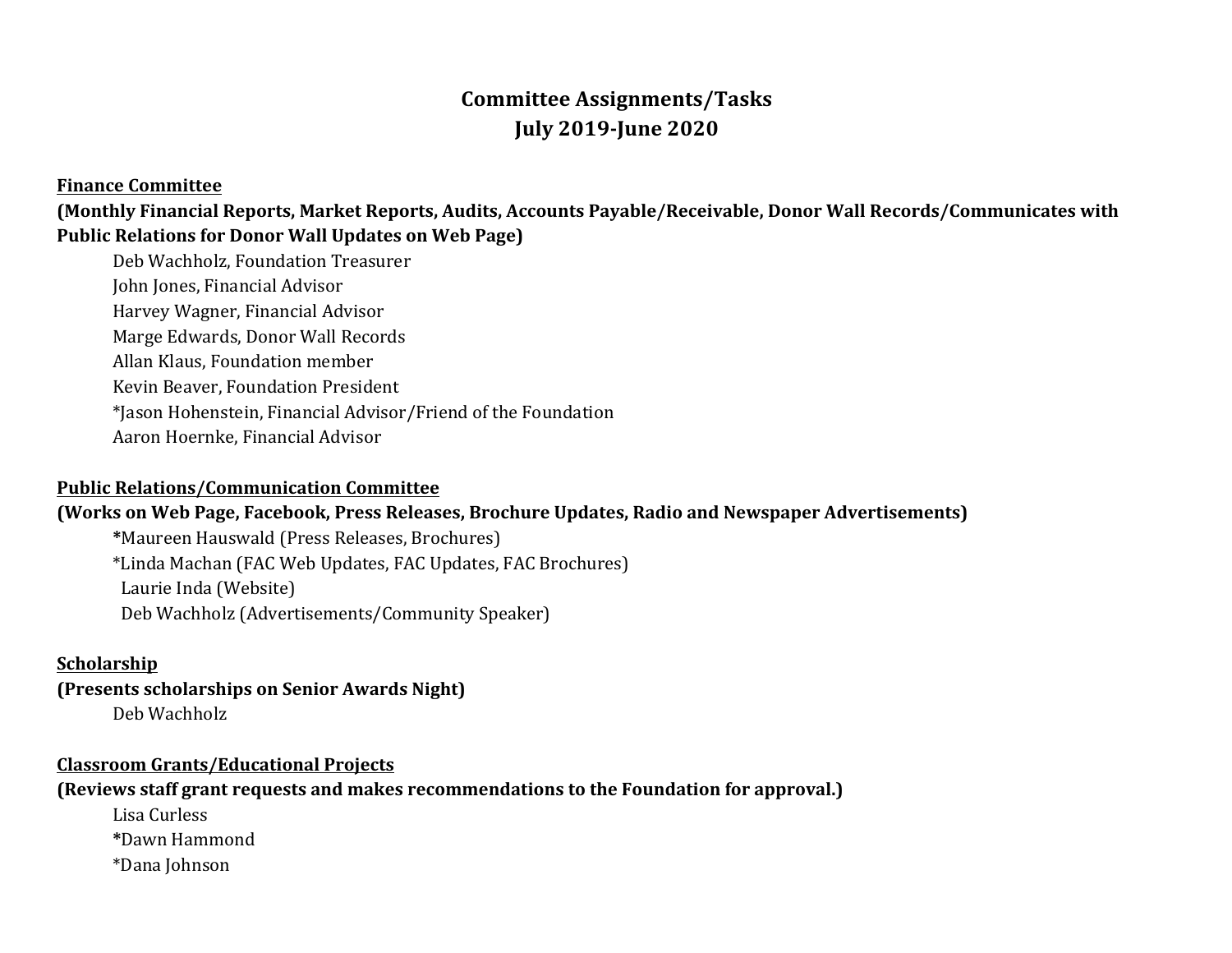# Committee Assignments/Tasks
# July 2019-June 2020

**Finance Committee**

**(Monthly Financial Reports, Market Reports, Audits, Accounts Payable/Receivable, Donor Wall Records/Communicates with Public Relations for Donor Wall Updates on Web Page)**

Deb Wachholz, Foundation Treasurer
John Jones, Financial Advisor
Harvey Wagner, Financial Advisor
Marge Edwards, Donor Wall Records
Allan Klaus, Foundation member
Kevin Beaver, Foundation President
*Jason Hohenstein, Financial Advisor/Friend of the Foundation
Aaron Hoernke, Financial Advisor

**Public Relations/Communication Committee**

**(Works on Web Page, Facebook, Press Releases, Brochure Updates, Radio and Newspaper Advertisements)**

*Maureen Hauswald (Press Releases, Brochures)
*Linda Machan (FAC Web Updates, FAC Updates, FAC Brochures)
Laurie Inda (Website)
Deb Wachholz (Advertisements/Community Speaker)

**Scholarship**

**(Presents scholarships on Senior Awards Night)**

Deb Wachholz

**Classroom Grants/Educational Projects**

**(Reviews staff grant requests and makes recommendations to the Foundation for approval.)**

Lisa Curless
*Dawn Hammond
*Dana Johnson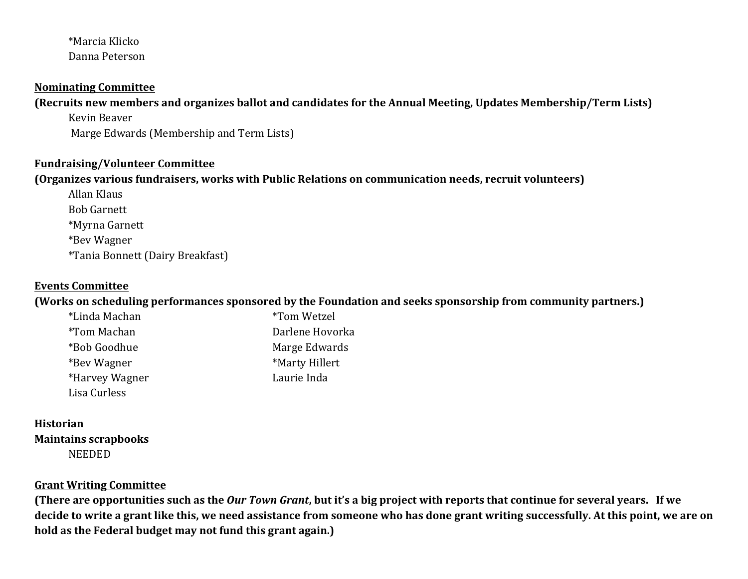*Marcia Klicko
Danna Peterson

**Nominating Committee**

**(Recruits new members and organizes ballot and candidates for the Annual Meeting, Updates Membership/Term Lists)**

Kevin Beaver
Marge Edwards (Membership and Term Lists)

**Fundraising/Volunteer Committee**

**(Organizes various fundraisers, works with Public Relations on communication needs, recruit volunteers)**

Allan Klaus
Bob Garnett
*Myrna Garnett
*Bev Wagner
*Tania Bonnett (Dairy Breakfast)

**Events Committee**

**(Works on scheduling performances sponsored by the Foundation and seeks sponsorship from community partners.)**

*Linda Machan
*Tom Machan
*Bob Goodhue
*Bev Wagner
*Harvey Wagner
Lisa Curless
*Tom Wetzel
Darlene Hovorka
Marge Edwards
*Marty Hillert
Laurie Inda

**Historian**

**Maintains scrapbooks**

NEEDED

**Grant Writing Committee**

**(There are opportunities such as the *Our Town Grant*, but it's a big project with reports that continue for several years. If we decide to write a grant like this, we need assistance from someone who has done grant writing successfully. At this point, we are on hold as the Federal budget may not fund this grant again.)**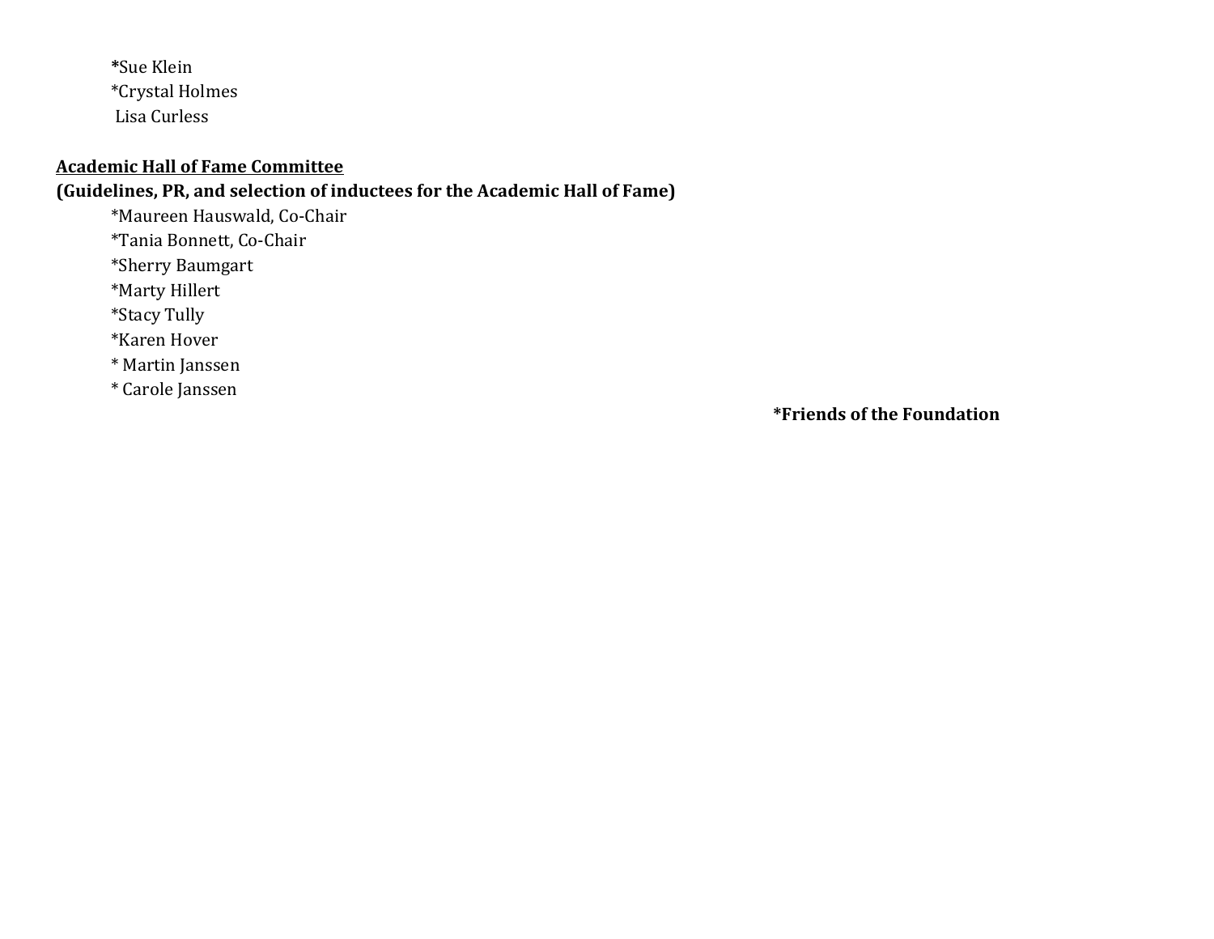*Sue Klein
*Crystal Holmes
Lisa Curless

**Academic Hall of Fame Committee**
**(Guidelines, PR, and selection of inductees for the Academic Hall of Fame)**

*Maureen Hauswald, Co-Chair
*Tania Bonnett, Co-Chair
*Sherry Baumgart
*Marty Hillert
*Stacy Tully
*Karen Hover
* Martin Janssen
* Carole Janssen

**\*Friends of the Foundation**